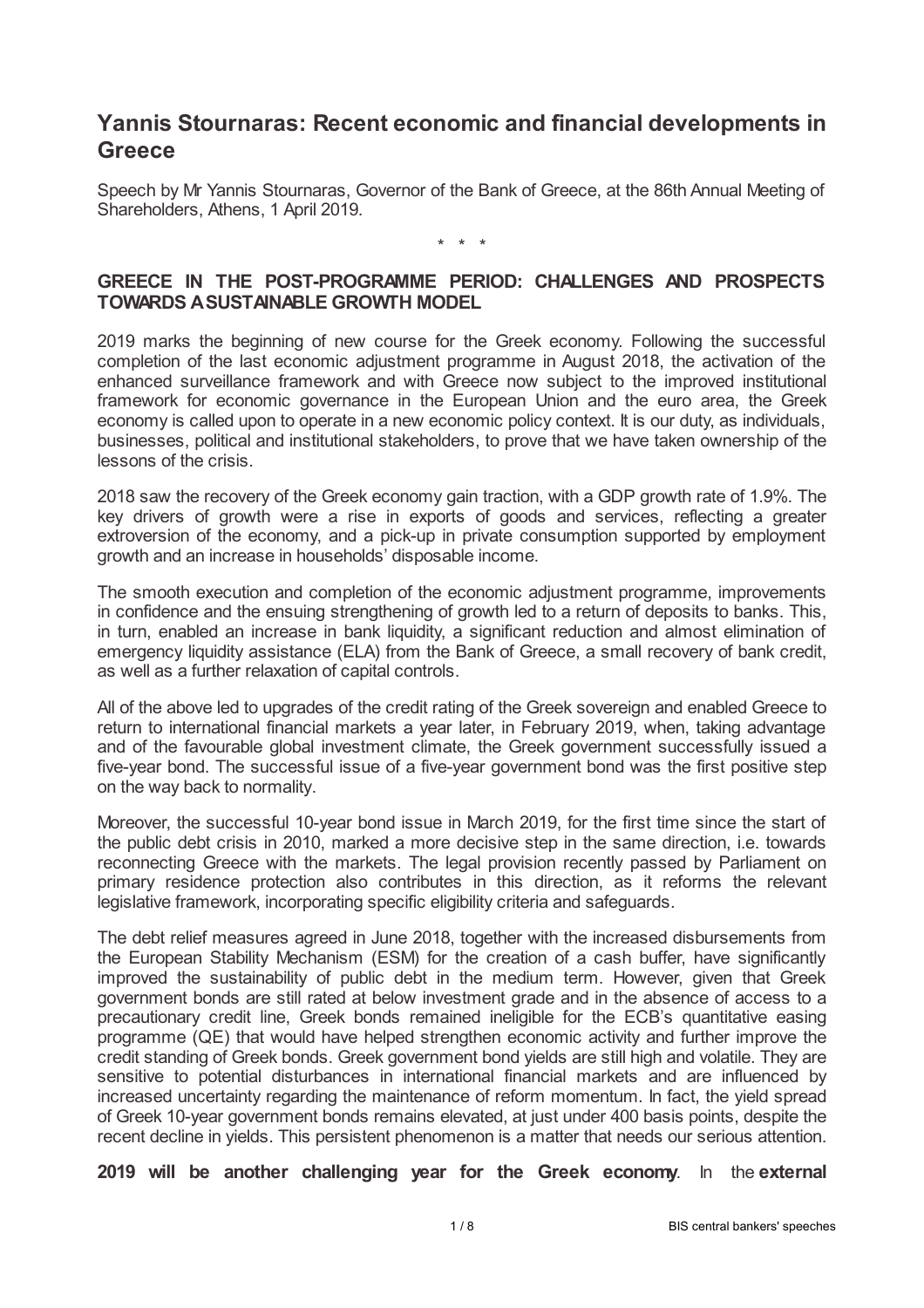# Yannis Stournaras: Recent economic and financial developments in Greece

Speech by Mr Yannis Stournaras, Governor of the Bank of Greece, at the 86th Annual Meeting of Shareholders, Athens, 1 April 2019.

\* \* \*

## GREECE IN THE POST-PROGRAMME PERIOD: CHALLENGES AND PROSPECTS TOWARDS A SUSTAINABLE GROWTH MODEL

2019 marks the beginning of new course for the Greek economy. Following the successful completion of the last economic adjustment programme in August 2018, the activation of the enhanced surveillance framework and with Greece now subject to the improved institutional framework for economic governance in the European Union and the euro area, the Greek economy is called upon to operate in a new economic policy context. It is our duty, as individuals, businesses, political and institutional stakeholders, to prove that we have taken ownership of the lessons of the crisis.

2018 saw the recovery of the Greek economy gain traction, with a GDP growth rate of 1.9%. The key drivers of growth were a rise in exports of goods and services, reflecting a greater extroversion of the economy, and a pick-up in private consumption supported by employment growth and an increase in households' disposable income.

The smooth execution and completion of the economic adjustment programme, improvements in confidence and the ensuing strengthening of growth led to a return of deposits to banks. This, in turn, enabled an increase in bank liquidity, a significant reduction and almost elimination of emergency liquidity assistance (ELA) from the Bank of Greece, a small recovery of bank credit, as well as a further relaxation of capital controls.

All of the above led to upgrades of the credit rating of the Greek sovereign and enabled Greece to return to international financial markets a year later, in February 2019, when, taking advantage and of the favourable global investment climate, the Greek government successfully issued a five-year bond. The successful issue of a five-year government bond was the first positive step on the way back to normality.

Moreover, the successful 10-year bond issue in March 2019, for the first time since the start of the public debt crisis in 2010, marked a more decisive step in the same direction, i.e. towards reconnecting Greece with the markets. The legal provision recently passed by Parliament on primary residence protection also contributes in this direction, as it reforms the relevant legislative framework, incorporating specific eligibility criteria and safeguards.

The debt relief measures agreed in June 2018, together with the increased disbursements from the European Stability Mechanism (ESM) for the creation of a cash buffer, have significantly improved the sustainability of public debt in the medium term. However, given that Greek government bonds are still rated at below investment grade and in the absence of access to a precautionary credit line, Greek bonds remained ineligible for the ECB's quantitative easing programme (QE) that would have helped strengthen economic activity and further improve the credit standing of Greek bonds. Greek government bond yields are still high and volatile. They are sensitive to potential disturbances in international financial markets and are influenced by increased uncertainty regarding the maintenance of reform momentum. In fact, the yield spread of Greek 10-year government bonds remains elevated, at just under 400 basis points, despite the recent decline in yields. This persistent phenomenon is a matter that needs our serious attention.

**2019 will be another challenging year for the Greek economy**. In the **external**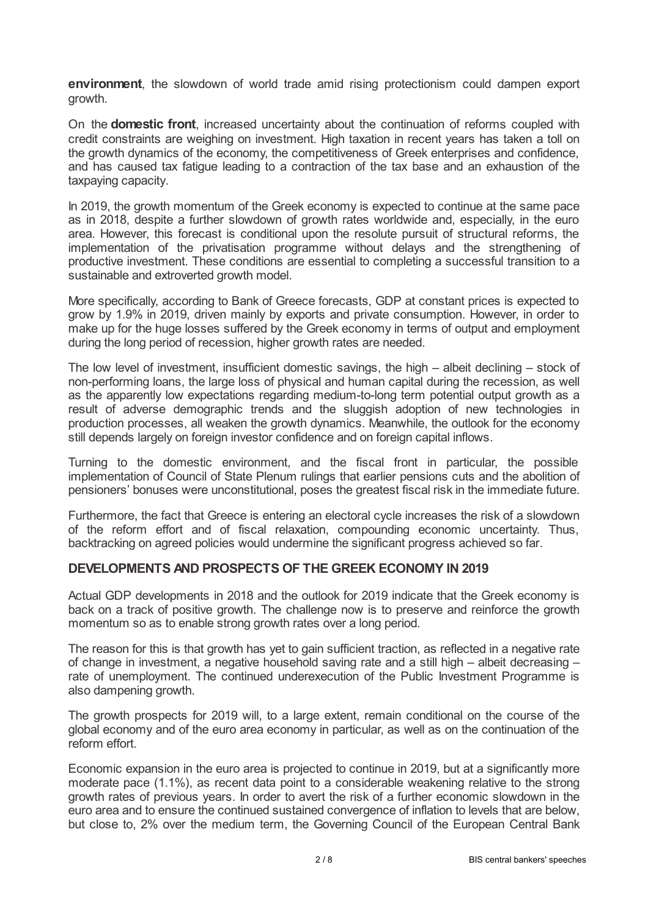**environment**, the slowdown of world trade amid rising protectionism could dampen export growth.

On the **domestic front**, increased uncertainty about the continuation of reforms coupled with credit constraints are weighing on investment. High taxation in recent years has taken a toll on the growth dynamics of the economy, the competitiveness of Greek enterprises and confidence, and has caused tax fatigue leading to a contraction of the tax base and an exhaustion of the taxpaying capacity.

In 2019, the growth momentum of the Greek economy is expected to continue at the same pace as in 2018, despite a further slowdown of growth rates worldwide and, especially, in the euro area. However, this forecast is conditional upon the resolute pursuit of structural reforms, the implementation of the privatisation programme without delays and the strengthening of productive investment. These conditions are essential to completing a successful transition to a sustainable and extroverted growth model.

More specifically, according to Bank of Greece forecasts, GDP at constant prices is expected to grow by 1.9% in 2019, driven mainly by exports and private consumption. However, in order to make up for the huge losses suffered by the Greek economy in terms of output and employment during the long period of recession, higher growth rates are needed.

The low level of investment, insufficient domestic savings, the high – albeit declining – stock of non-performing loans, the large loss of physical and human capital during the recession, as well as the apparently low expectations regarding medium-to-long term potential output growth as a result of adverse demographic trends and the sluggish adoption of new technologies in production processes, all weaken the growth dynamics. Meanwhile, the outlook for the economy still depends largely on foreign investor confidence and on foreign capital inflows.

Turning to the domestic environment, and the fiscal front in particular, the possible implementation of Council of State Plenum rulings that earlier pensions cuts and the abolition of pensioners' bonuses were unconstitutional, poses the greatest fiscal risk in the immediate future.

Furthermore, the fact that Greece is entering an electoral cycle increases the risk of a slowdown of the reform effort and of fiscal relaxation, compounding economic uncertainty. Thus, backtracking on agreed policies would undermine the significant progress achieved so far.

## DEVELOPMENTS AND PROSPECTS OF THE GREEK ECONOMY IN 2019

Actual GDP developments in 2018 and the outlook for 2019 indicate that the Greek economy is back on a track of positive growth. The challenge now is to preserve and reinforce the growth momentum so as to enable strong growth rates over a long period.

The reason for this is that growth has yet to gain sufficient traction, as reflected in a negative rate of change in investment, a negative household saving rate and a still high – albeit decreasing – rate of unemployment. The continued underexecution of the Public Investment Programme is also dampening growth.

The growth prospects for 2019 will, to a large extent, remain conditional on the course of the global economy and of the euro area economy in particular, as well as on the continuation of the reform effort.

Economic expansion in the euro area is projected to continue in 2019, but at a significantly more moderate pace (1.1%), as recent data point to a considerable weakening relative to the strong growth rates of previous years. In order to avert the risk of a further economic slowdown in the euro area and to ensure the continued sustained convergence of inflation to levels that are below, but close to, 2% over the medium term, the Governing Council of the European Central Bank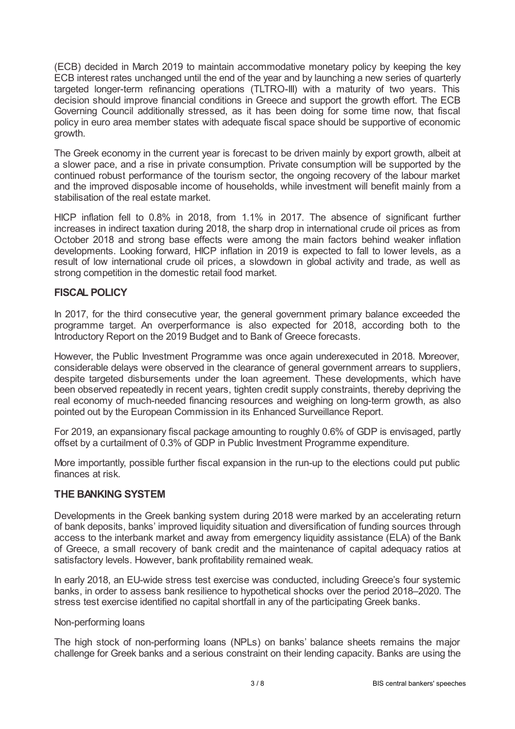(ECB) decided in March 2019 to maintain accommodative monetary policy by keeping the key ECB interest rates unchanged until the end of the year and by launching a new series of quarterly targeted longer-term refinancing operations (TLTRO-III) with a maturity of two years. This decision should improve financial conditions in Greece and support the growth effort. The ECB Governing Council additionally stressed, as it has been doing for some time now, that fiscal policy in euro area member states with adequate fiscal space should be supportive of economic growth.

The Greek economy in the current year is forecast to be driven mainly by export growth, albeit at a slower pace, and a rise in private consumption. Private consumption will be supported by the continued robust performance of the tourism sector, the ongoing recovery of the labour market and the improved disposable income of households, while investment will benefit mainly from a stabilisation of the real estate market.

HICP inflation fell to 0.8% in 2018, from 1.1% in 2017. The absence of significant further increases in indirect taxation during 2018, the sharp drop in international crude oil prices as from October 2018 and strong base effects were among the main factors behind weaker inflation developments. Looking forward, HICP inflation in 2019 is expected to fall to lower levels, as a result of low international crude oil prices, a slowdown in global activity and trade, as well as strong competition in the domestic retail food market.

## FISCAL POLICY

In 2017, for the third consecutive year, the general government primary balance exceeded the programme target. An overperformance is also expected for 2018, according both to the Introductory Report on the 2019 Budget and to Bank of Greece forecasts.

However, the Public Investment Programme was once again underexecuted in 2018. Moreover, considerable delays were observed in the clearance of general government arrears to suppliers, despite targeted disbursements under the loan agreement. These developments, which have been observed repeatedly in recent years, tighten credit supply constraints, thereby depriving the real economy of much-needed financing resources and weighing on long-term growth, as also pointed out by the European Commission in its Enhanced Surveillance Report.

For 2019, an expansionary fiscal package amounting to roughly 0.6% of GDP is envisaged, partly offset by a curtailment of 0.3% of GDP in Public Investment Programme expenditure.

More importantly, possible further fiscal expansion in the run-up to the elections could put public finances at risk.

## THE BANKING SYSTEM

Developments in the Greek banking system during 2018 were marked by an accelerating return of bank deposits, banks' improved liquidity situation and diversification of funding sources through access to the interbank market and away from emergency liquidity assistance (ELA) of the Bank of Greece, a small recovery of bank credit and the maintenance of capital adequacy ratios at satisfactory levels. However, bank profitability remained weak.

In early 2018, an EU-wide stress test exercise was conducted, including Greece's four systemic banks, in order to assess bank resilience to hypothetical shocks over the period 2018–2020. The stress test exercise identified no capital shortfall in any of the participating Greek banks.

### Non-performing loans

The high stock of non-performing loans (NPLs) on banks' balance sheets remains the major challenge for Greek banks and a serious constraint on their lending capacity. Banks are using the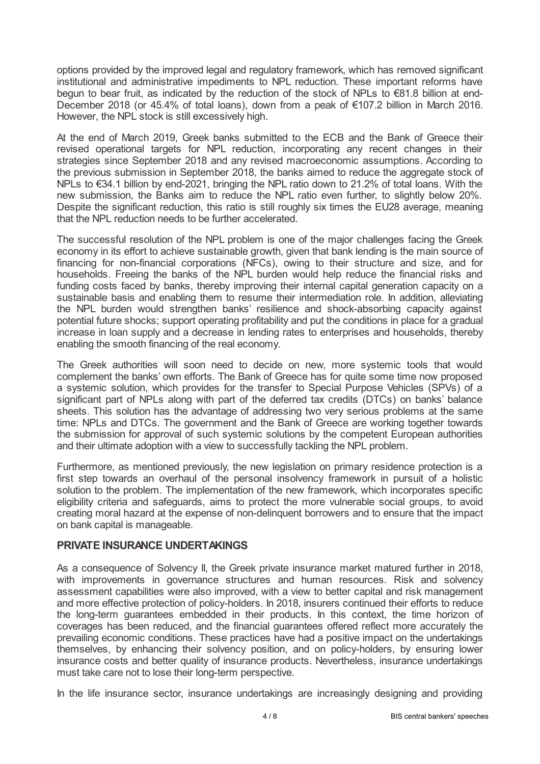options provided by the improved legal and regulatory framework, which has removed significant institutional and administrative impediments to NPL reduction. These important reforms have begun to bear fruit, as indicated by the reduction of the stock of NPLs to €81.8 billion at end-December 2018 (or 45.4% of total loans), down from a peak of €107.2 billion in March 2016. However, the NPL stock is still excessively high.

At the end of March 2019, Greek banks submitted to the ECB and the Bank of Greece their revised operational targets for NPL reduction, incorporating any recent changes in their strategies since September 2018 and any revised macroeconomic assumptions. According to the previous submission in September 2018, the banks aimed to reduce the aggregate stock of NPLs to €34.1 billion by end-2021, bringing the NPL ratio down to 21.2% of total loans. With the new submission, the Banks aim to reduce the NPL ratio even further, to slightly below 20%. Despite the significant reduction, this ratio is still roughly six times the EU28 average, meaning that the NPL reduction needs to be further accelerated.

The successful resolution of the NPL problem is one of the major challenges facing the Greek economy in its effort to achieve sustainable growth, given that bank lending is the main source of financing for non-financial corporations (NFCs), owing to their structure and size, and for households. Freeing the banks of the NPL burden would help reduce the financial risks and funding costs faced by banks, thereby improving their internal capital generation capacity on a sustainable basis and enabling them to resume their intermediation role. In addition, alleviating the NPL burden would strengthen banks' resilience and shock-absorbing capacity against potential future shocks; support operating profitability and put the conditions in place for a gradual increase in loan supply and a decrease in lending rates to enterprises and households, thereby enabling the smooth financing of the real economy.

The Greek authorities will soon need to decide on new, more systemic tools that would complement the banks' own efforts. The Bank of Greece has for quite some time now proposed a systemic solution, which provides for the transfer to Special Purpose Vehicles (SPVs) of a significant part of NPLs along with part of the deferred tax credits (DTCs) on banks' balance sheets. This solution has the advantage of addressing two very serious problems at the same time: NPLs and DTCs. The government and the Bank of Greece are working together towards the submission for approval of such systemic solutions by the competent European authorities and their ultimate adoption with a view to successfully tackling the NPL problem.

Furthermore, as mentioned previously, the new legislation on primary residence protection is a first step towards an overhaul of the personal insolvency framework in pursuit of a holistic solution to the problem. The implementation of the new framework, which incorporates specific eligibility criteria and safeguards, aims to protect the more vulnerable social groups, to avoid creating moral hazard at the expense of non-delinquent borrowers and to ensure that the impact on bank capital is manageable.

## PRIVATE INSURANCE UNDERTAKINGS

As a consequence of Solvency II, the Greek private insurance market matured further in 2018, with improvements in governance structures and human resources. Risk and solvency assessment capabilities were also improved, with a view to better capital and risk management and more effective protection of policy-holders. In 2018, insurers continued their efforts to reduce the long-term guarantees embedded in their products. In this context, the time horizon of coverages has been reduced, and the financial guarantees offered reflect more accurately the prevailing economic conditions. These practices have had a positive impact on the undertakings themselves, by enhancing their solvency position, and on policy-holders, by ensuring lower insurance costs and better quality of insurance products. Nevertheless, insurance undertakings must take care not to lose their long-term perspective.

In the life insurance sector, insurance undertakings are increasingly designing and providing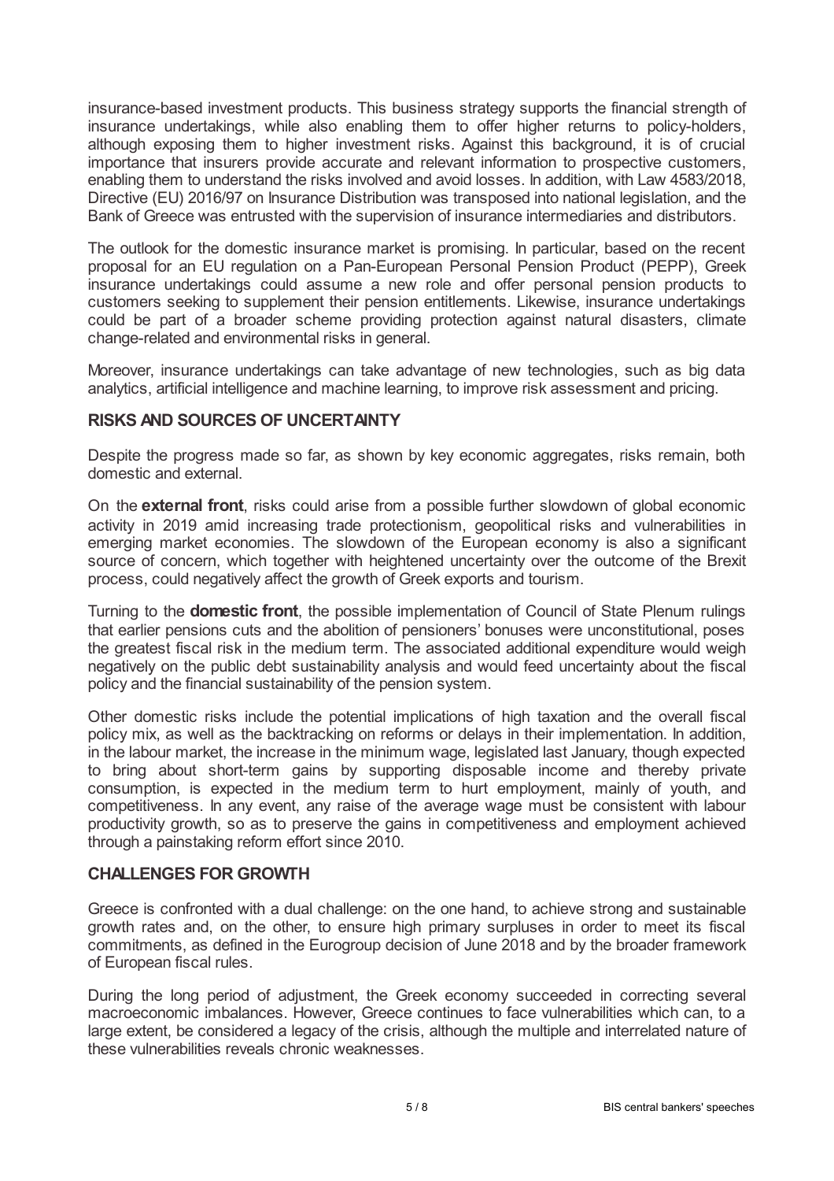insurance-based investment products. This business strategy supports the financial strength of insurance undertakings, while also enabling them to offer higher returns to policy-holders, although exposing them to higher investment risks. Against this background, it is of crucial importance that insurers provide accurate and relevant information to prospective customers, enabling them to understand the risks involved and avoid losses. In addition, with Law 4583/2018, Directive (EU) 2016/97 on Insurance Distribution was transposed into national legislation, and the Bank of Greece was entrusted with the supervision of insurance intermediaries and distributors.

The outlook for the domestic insurance market is promising. In particular, based on the recent proposal for an EU regulation on a Pan-European Personal Pension Product (PEPP), Greek insurance undertakings could assume a new role and offer personal pension products to customers seeking to supplement their pension entitlements. Likewise, insurance undertakings could be part of a broader scheme providing protection against natural disasters, climate change-related and environmental risks in general.

Moreover, insurance undertakings can take advantage of new technologies, such as big data analytics, artificial intelligence and machine learning, to improve risk assessment and pricing.

## RISKS AND SOURCES OF UNCERTAINTY

Despite the progress made so far, as shown by key economic aggregates, risks remain, both domestic and external.

On the **external front**, risks could arise from a possible further slowdown of global economic activity in 2019 amid increasing trade protectionism, geopolitical risks and vulnerabilities in emerging market economies. The slowdown of the European economy is also a significant source of concern, which together with heightened uncertainty over the outcome of the Brexit process, could negatively affect the growth of Greek exports and tourism.

Turning to the **domestic front**, the possible implementation of Council of State Plenum rulings that earlier pensions cuts and the abolition of pensioners' bonuses were unconstitutional, poses the greatest fiscal risk in the medium term. The associated additional expenditure would weigh negatively on the public debt sustainability analysis and would feed uncertainty about the fiscal policy and the financial sustainability of the pension system.

Other domestic risks include the potential implications of high taxation and the overall fiscal policy mix, as well as the backtracking on reforms or delays in their implementation. In addition, in the labour market, the increase in the minimum wage, legislated last January, though expected to bring about short-term gains by supporting disposable income and thereby private consumption, is expected in the medium term to hurt employment, mainly of youth, and competitiveness. In any event, any raise of the average wage must be consistent with labour productivity growth, so as to preserve the gains in competitiveness and employment achieved through a painstaking reform effort since 2010.

## CHALLENGES FOR GROWTH

Greece is confronted with a dual challenge: on the one hand, to achieve strong and sustainable growth rates and, on the other, to ensure high primary surpluses in order to meet its fiscal commitments, as defined in the Eurogroup decision of June 2018 and by the broader framework of European fiscal rules.

During the long period of adjustment, the Greek economy succeeded in correcting several macroeconomic imbalances. However, Greece continues to face vulnerabilities which can, to a large extent, be considered a legacy of the crisis, although the multiple and interrelated nature of these vulnerabilities reveals chronic weaknesses.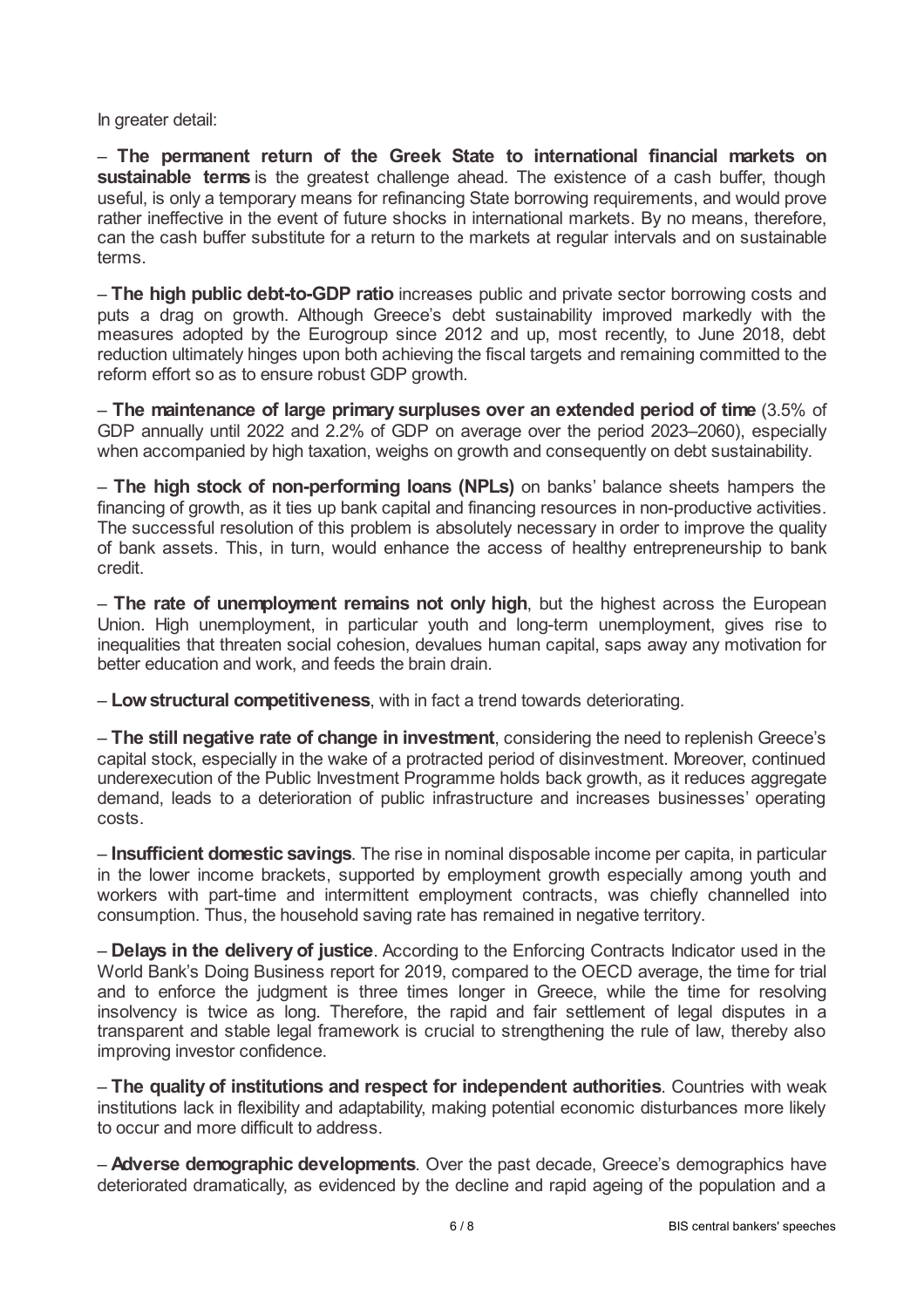In greater detail:

– **The permanent return of the Greek State to international financial markets on sustainable terms** is the greatest challenge ahead. The existence of a cash buffer, though useful, is only a temporary means for refinancing State borrowing requirements, and would prove rather ineffective in the event of future shocks in international markets. By no means, therefore, can the cash buffer substitute for a return to the markets at regular intervals and on sustainable terms.

– **The high public debt-to-GDP ratio** increases public and private sector borrowing costs and puts a drag on growth. Although Greece's debt sustainability improved markedly with the measures adopted by the Eurogroup since 2012 and up, most recently, to June 2018, debt reduction ultimately hinges upon both achieving the fiscal targets and remaining committed to the reform effort so as to ensure robust GDP growth.

– **The maintenance of large primary surpluses over an extended period of time** (3.5% of GDP annually until 2022 and 2.2% of GDP on average over the period 2023–2060), especially when accompanied by high taxation, weighs on growth and consequently on debt sustainability.

– **The high stock of non-performing loans (NPLs)** on banks' balance sheets hampers the financing of growth, as it ties up bank capital and financing resources in non-productive activities. The successful resolution of this problem is absolutely necessary in order to improve the quality of bank assets. This, in turn, would enhance the access of healthy entrepreneurship to bank credit.

– **The rate of unemployment remains not only high**, but the highest across the European Union. High unemployment, in particular youth and long-term unemployment, gives rise to inequalities that threaten social cohesion, devalues human capital, saps away any motivation for better education and work, and feeds the brain drain.

– **Low structural competitiveness**, with in fact a trend towards deteriorating.

– **The still negative rate of change in investment**, considering the need to replenish Greece's capital stock, especially in the wake of a protracted period of disinvestment. Moreover, continued underexecution of the Public Investment Programme holds back growth, as it reduces aggregate demand, leads to a deterioration of public infrastructure and increases businesses' operating costs.

– **Insufficient domestic savings**. The rise in nominal disposable income per capita, in particular in the lower income brackets, supported by employment growth especially among youth and workers with part-time and intermittent employment contracts, was chiefly channelled into consumption. Thus, the household saving rate has remained in negative territory.

– **Delays in the delivery of justice**. According to the Enforcing Contracts Indicator used in the World Bank's Doing Business report for 2019, compared to the OECD average, the time for trial and to enforce the judgment is three times longer in Greece, while the time for resolving insolvency is twice as long. Therefore, the rapid and fair settlement of legal disputes in a transparent and stable legal framework is crucial to strengthening the rule of law, thereby also improving investor confidence.

– **The quality of institutions and respect for independent authorities**. Countries with weak institutions lack in flexibility and adaptability, making potential economic disturbances more likely to occur and more difficult to address.

– **Adverse demographic developments**. Over the past decade, Greece's demographics have deteriorated dramatically, as evidenced by the decline and rapid ageing of the population and a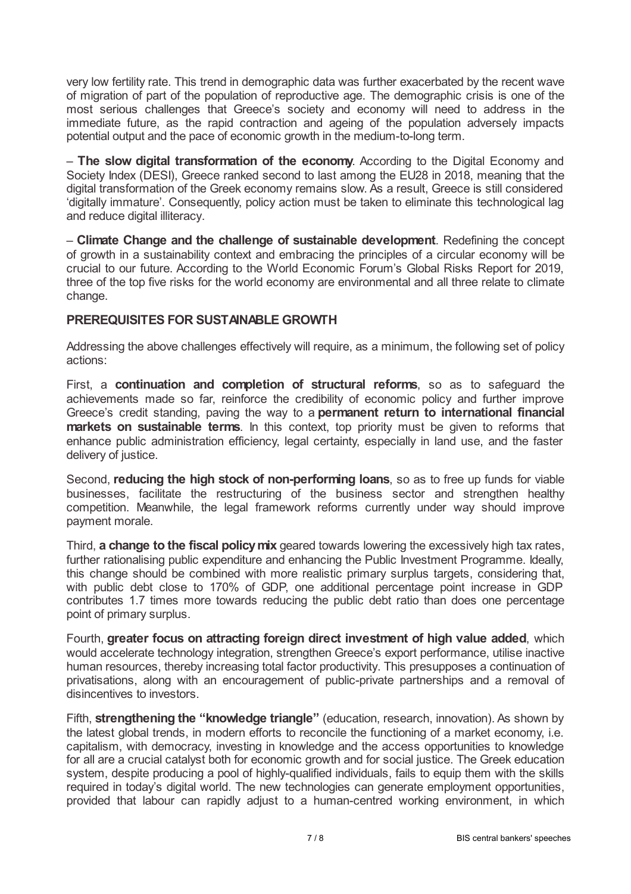very low fertility rate. This trend in demographic data was further exacerbated by the recent wave of migration of part of the population of reproductive age. The demographic crisis is one of the most serious challenges that Greece's society and economy will need to address in the immediate future, as the rapid contraction and ageing of the population adversely impacts potential output and the pace of economic growth in the medium-to-long term.

– **The slow digital transformation of the economy**. According to the Digital Economy and Society Index (DESI), Greece ranked second to last among the EU28 in 2018, meaning that the digital transformation of the Greek economy remains slow. As a result, Greece is still considered 'digitally immature'. Consequently, policy action must be taken to eliminate this technological lag and reduce digital illiteracy.

– **Climate Change and the challenge of sustainable development**. Redefining the concept of growth in a sustainability context and embracing the principles of a circular economy will be crucial to our future. According to the World Economic Forum's Global Risks Report for 2019, three of the top five risks for the world economy are environmental and all three relate to climate change.

## PREREQUISITES FOR SUSTAINABLE GROWTH

Addressing the above challenges effectively will require, as a minimum, the following set of policy actions:

First, a **continuation and completion of structural reforms**, so as to safeguard the achievements made so far, reinforce the credibility of economic policy and further improve Greece's credit standing, paving the way to a **permanent return to international financial markets on sustainable terms**. In this context, top priority must be given to reforms that enhance public administration efficiency, legal certainty, especially in land use, and the faster delivery of justice.

Second, **reducing the high stock of non-performing loans**, so as to free up funds for viable businesses, facilitate the restructuring of the business sector and strengthen healthy competition. Meanwhile, the legal framework reforms currently under way should improve payment morale.

Third, **a change to the fiscal policy mix** geared towards lowering the excessively high tax rates, further rationalising public expenditure and enhancing the Public Investment Programme. Ideally, this change should be combined with more realistic primary surplus targets, considering that, with public debt close to 170% of GDP, one additional percentage point increase in GDP contributes 1.7 times more towards reducing the public debt ratio than does one percentage point of primary surplus.

Fourth, **greater focus on attracting foreign direct investment of high value added**, which would accelerate technology integration, strengthen Greece's export performance, utilise inactive human resources, thereby increasing total factor productivity. This presupposes a continuation of privatisations, along with an encouragement of public-private partnerships and a removal of disincentives to investors.

Fifth, **strengthening the "knowledge triangle"** (education, research, innovation). As shown by the latest global trends, in modern efforts to reconcile the functioning of a market economy, i.e. capitalism, with democracy, investing in knowledge and the access opportunities to knowledge for all are a crucial catalyst both for economic growth and for social justice. The Greek education system, despite producing a pool of highly-qualified individuals, fails to equip them with the skills required in today's digital world. The new technologies can generate employment opportunities, provided that labour can rapidly adjust to a human-centred working environment, in which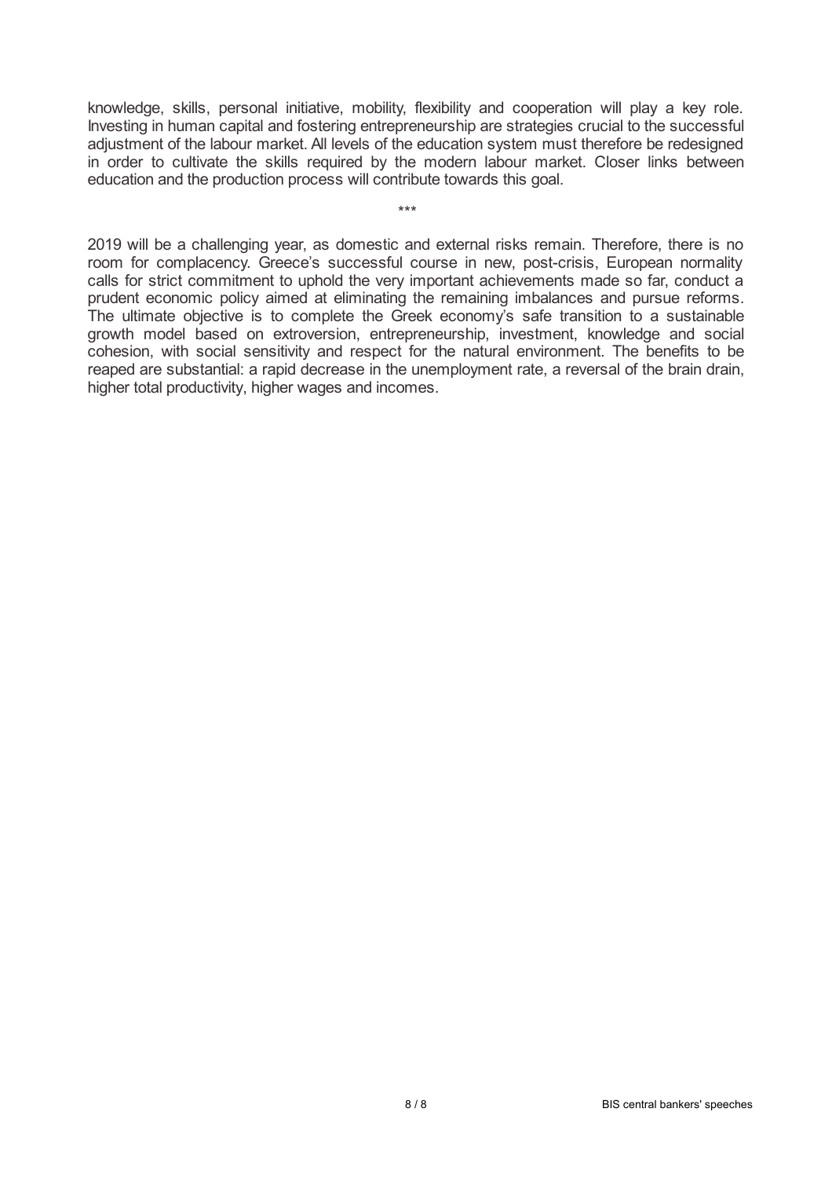knowledge, skills, personal initiative, mobility, flexibility and cooperation will play a key role. Investing in human capital and fostering entrepreneurship are strategies crucial to the successful adjustment of the labour market. All levels of the education system must therefore be redesigned in order to cultivate the skills required by the modern labour market. Closer links between education and the production process will contribute towards this goal.

\*\*\*

2019 will be a challenging year, as domestic and external risks remain. Therefore, there is no room for complacency. Greece's successful course in new, post-crisis, European normality calls for strict commitment to uphold the very important achievements made so far, conduct a prudent economic policy aimed at eliminating the remaining imbalances and pursue reforms. The ultimate objective is to complete the Greek economy's safe transition to a sustainable growth model based on extroversion, entrepreneurship, investment, knowledge and social cohesion, with social sensitivity and respect for the natural environment. The benefits to be reaped are substantial: a rapid decrease in the unemployment rate, a reversal of the brain drain, higher total productivity, higher wages and incomes.